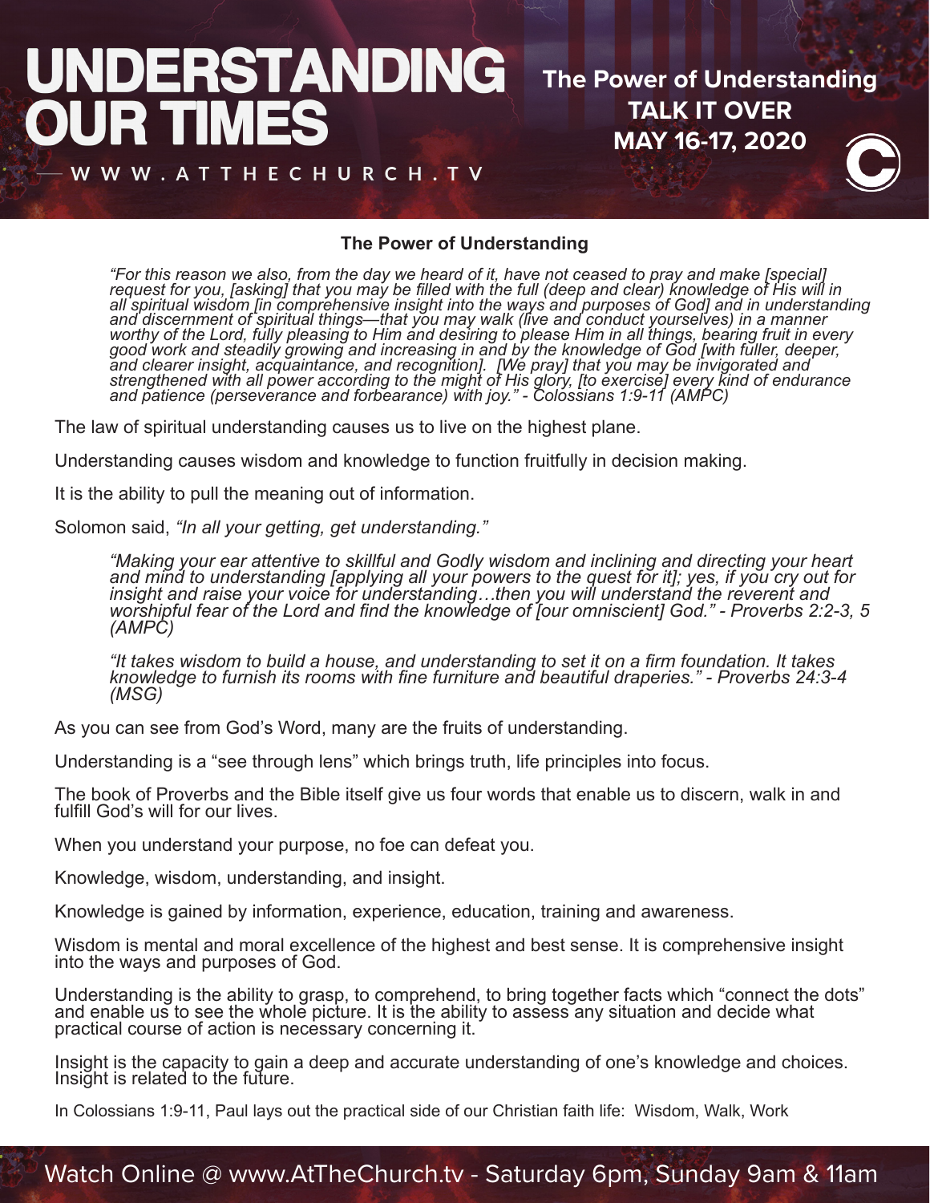# UNDERSTANDING OUR TIMES

WWW.ATTHECHURCH.TV

**The Power of Understanding**
**TALK IT OVER**
**MAY 16-17, 2020**

## The Power of Understanding

> *"For this reason we also, from the day we heard of it, have not ceased to pray and make [special] request for you, [asking] that you may be filled with the full (deep and clear) knowledge of His will in all spiritual wisdom [in comprehensive insight into the ways and purposes of God] and in understanding and discernment of spiritual things—that you may walk (live and conduct yourselves) in a manner worthy of the Lord, fully pleasing to Him and desiring to please Him in all things, bearing fruit in every good work and steadily growing and increasing in and by the knowledge of God [with fuller, deeper, and clearer insight, acquaintance, and recognition]. [We pray] that you may be invigorated and strengthened with all power according to the might of His glory, [to exercise] every kind of endurance and patience (perseverance and forbearance) with joy." - Colossians 1:9-11 (AMPC)*

The law of spiritual understanding causes us to live on the highest plane.

Understanding causes wisdom and knowledge to function fruitfully in decision making.

It is the ability to pull the meaning out of information.

Solomon said, *"In all your getting, get understanding."*

> *"Making your ear attentive to skillful and Godly wisdom and inclining and directing your heart and mind to understanding [applying all your powers to the quest for it]; yes, if you cry out for insight and raise your voice for understanding…then you will understand the reverent and worshipful fear of the Lord and find the knowledge of [our omniscient] God." - Proverbs 2:2-3, 5 (AMPC)*

> *"It takes wisdom to build a house, and understanding to set it on a firm foundation. It takes knowledge to furnish its rooms with fine furniture and beautiful draperies." - Proverbs 24:3-4 (MSG)*

As you can see from God's Word, many are the fruits of understanding.

Understanding is a "see through lens" which brings truth, life principles into focus.

The book of Proverbs and the Bible itself give us four words that enable us to discern, walk in and fulfill God's will for our lives.

When you understand your purpose, no foe can defeat you.

Knowledge, wisdom, understanding, and insight.

Knowledge is gained by information, experience, education, training and awareness.

Wisdom is mental and moral excellence of the highest and best sense. It is comprehensive insight into the ways and purposes of God.

Understanding is the ability to grasp, to comprehend, to bring together facts which "connect the dots" and enable us to see the whole picture. It is the ability to assess any situation and decide what practical course of action is necessary concerning it.

Insight is the capacity to gain a deep and accurate understanding of one's knowledge and choices. Insight is related to the future.

In Colossians 1:9-11, Paul lays out the practical side of our Christian faith life: Wisdom, Walk, Work

Watch Online @ www.AtTheChurch.tv - Saturday 6pm, Sunday 9am & 11am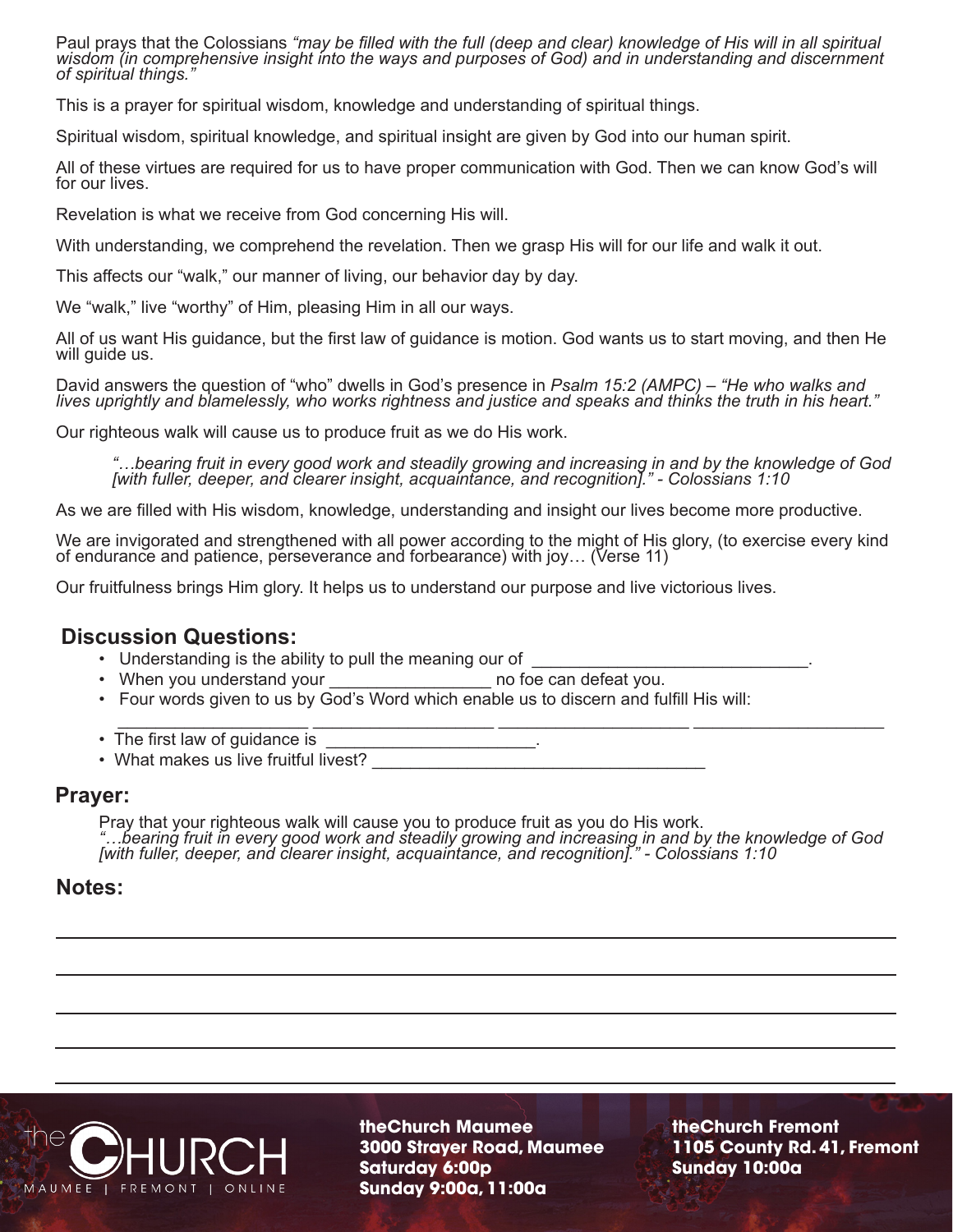Paul prays that the Colossians *"may be filled with the full (deep and clear) knowledge of His will in all spiritual wisdom (in comprehensive insight into the ways and purposes of God) and in understanding and discernment of spiritual things."*

This is a prayer for spiritual wisdom, knowledge and understanding of spiritual things.

Spiritual wisdom, spiritual knowledge, and spiritual insight are given by God into our human spirit.

All of these virtues are required for us to have proper communication with God. Then we can know God's will for our lives.

Revelation is what we receive from God concerning His will.

With understanding, we comprehend the revelation. Then we grasp His will for our life and walk it out.

This affects our "walk," our manner of living, our behavior day by day.

We "walk," live "worthy" of Him, pleasing Him in all our ways.

All of us want His guidance, but the first law of guidance is motion. God wants us to start moving, and then He will guide us.

David answers the question of "who" dwells in God's presence in *Psalm 15:2 (AMPC) – "He who walks and lives uprightly and blamelessly, who works rightness and justice and speaks and thinks the truth in his heart."*

Our righteous walk will cause us to produce fruit as we do His work.

> *"…bearing fruit in every good work and steadily growing and increasing in and by the knowledge of God [with fuller, deeper, and clearer insight, acquaintance, and recognition]." - Colossians 1:10*

As we are filled with His wisdom, knowledge, understanding and insight our lives become more productive.

We are invigorated and strengthened with all power according to the might of His glory, (to exercise every kind of endurance and patience, perseverance and forbearance) with joy… (Verse 11)

Our fruitfulness brings Him glory. It helps us to understand our purpose and live victorious lives.

## Discussion Questions:

- Understanding is the ability to pull the meaning our of ____________________________.
- When you understand your ________________ no foe can defeat you.
- Four words given to us by God's Word which enable us to discern and fulfill His will:
  ___________________ ___________________ ___________________ ___________________
- The first law of guidance is _____________________.
- What makes us live fruitful livest? ________________________________

## Prayer:

Pray that your righteous walk will cause you to produce fruit as you do His work.
*"…bearing fruit in every good work and steadily growing and increasing in and by the knowledge of God [with fuller, deeper, and clearer insight, acquaintance, and recognition]." - Colossians 1:10*

## Notes:

theChurch
MAUMEE | FREMONT | ONLINE

**theChurch Maumee**
**3000 Strayer Road, Maumee**
**Saturday 6:00p**
**Sunday 9:00a, 11:00a**

**theChurch Fremont**
**1105 County Rd. 41, Fremont**
**Sunday 10:00a**